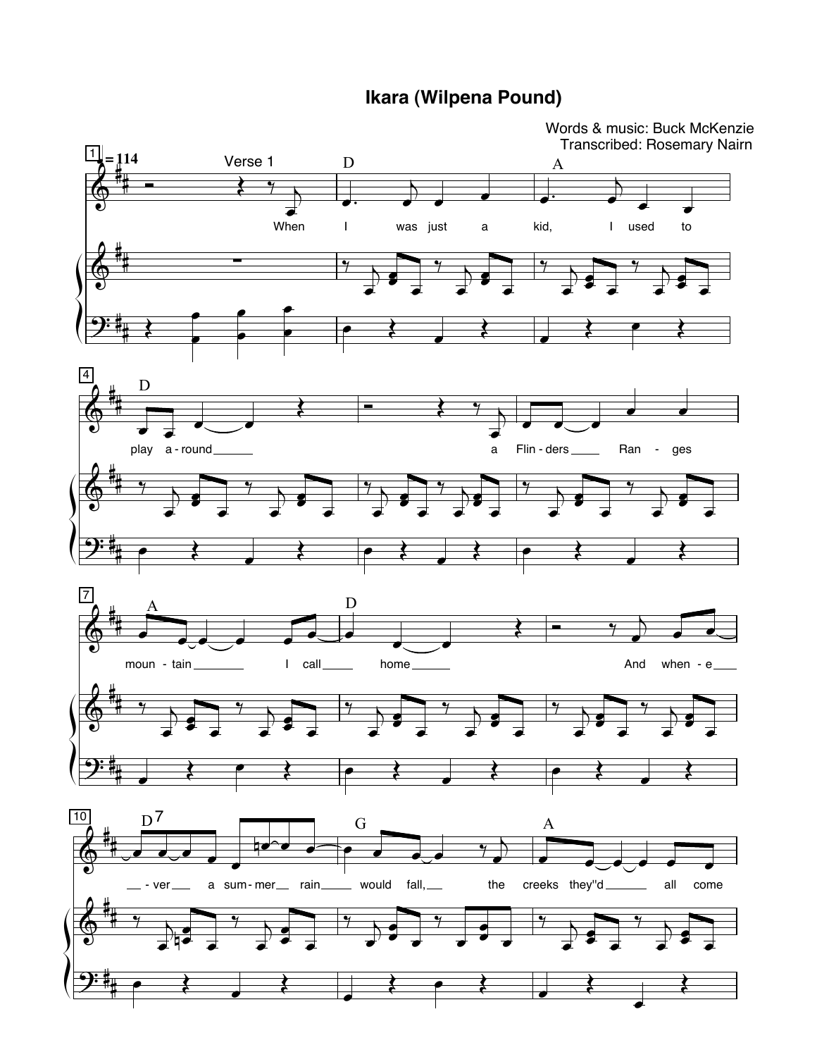# Ikara (Wilpena Pound)

Words & music: Buck McKenzie
Transcribed: Rosemary Nairn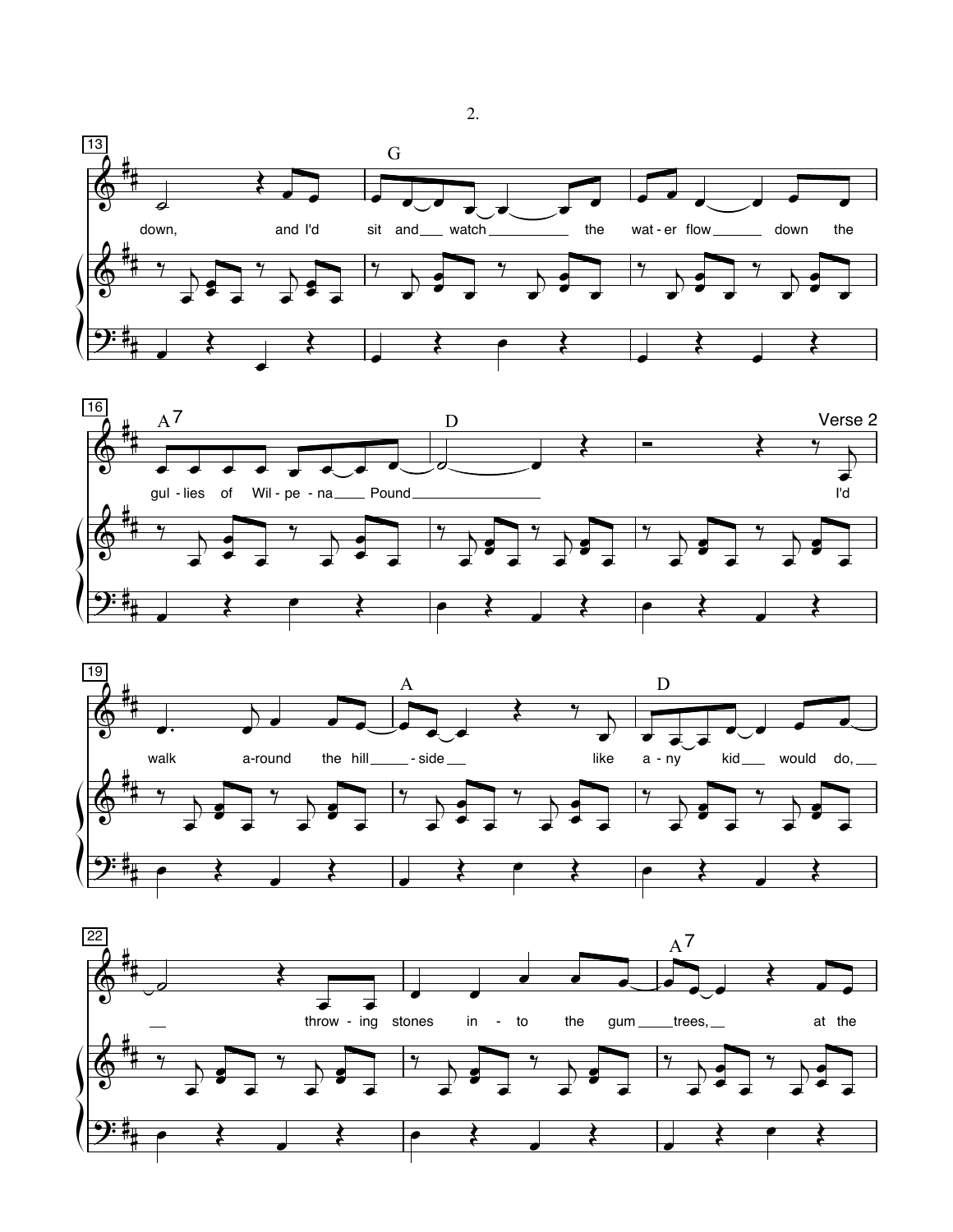13

G

down, and I'd sit and watch the wat - er flow down the

16

$A^7$ D Verse 2

gul - lies of Wil - pe - na Pound I'd

19

A D

walk a-round the hill - side like a - ny kid would do,

22

$A^7$

throw - ing stones in - to the gum trees, at the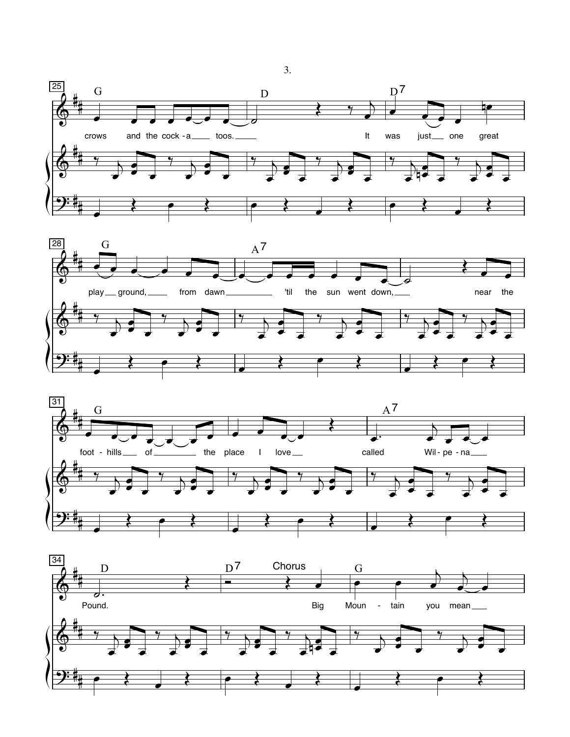crows and the cock - a toos.

It was just one great play ground, from dawn 'til the sun went down, near the foot - hills of the place I love called Wil - pe - na Pound.

Chorus

Big Moun - tain you mean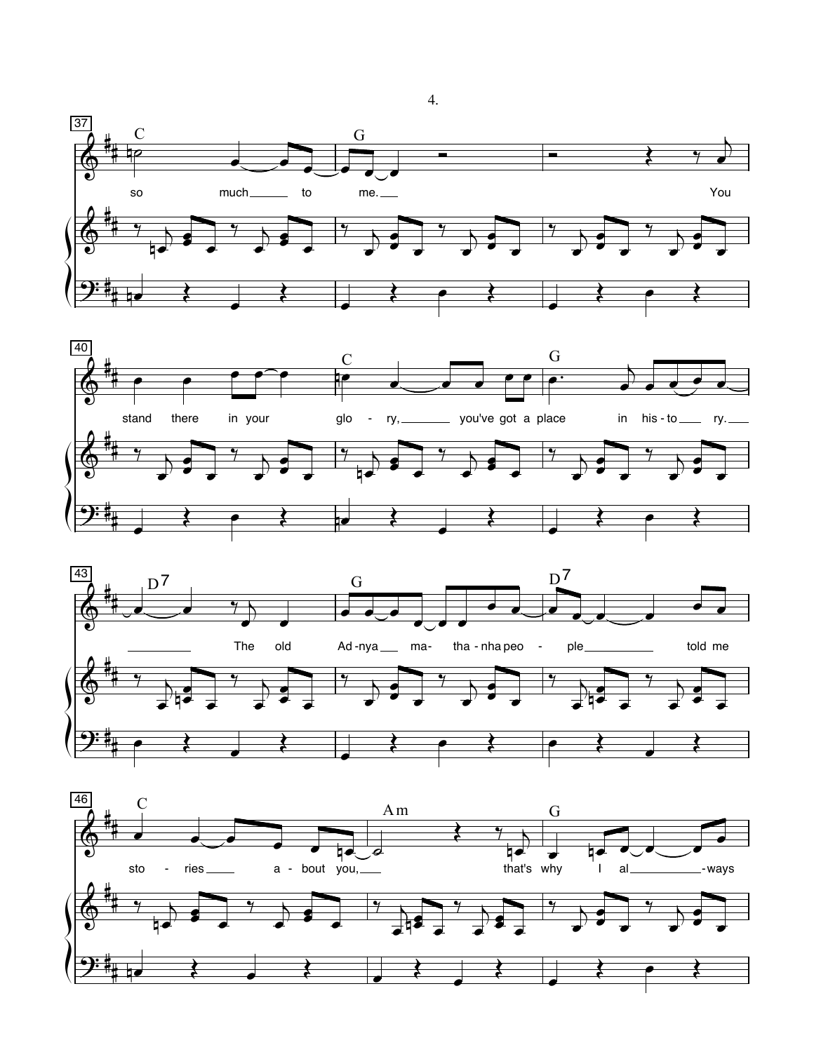so much to me.

You stand there in your glory, you've got a place in his-to ry.

The old Ad-nya ma-tha-nha peo-ple told me sto-ries a-bout you,

that's why I al-ways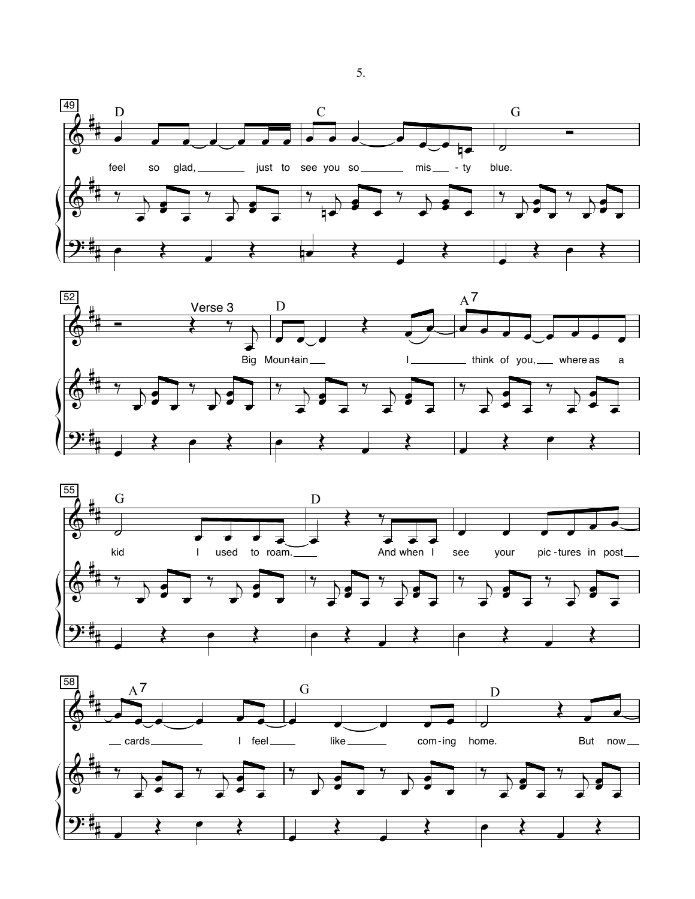feel so glad, just to see you so mis - ty blue.

Verse 3

Big Moun-tain I think of you, where as a kid I used to roam. And when I see your pic - tures in post cards I feel like com - ing home. But now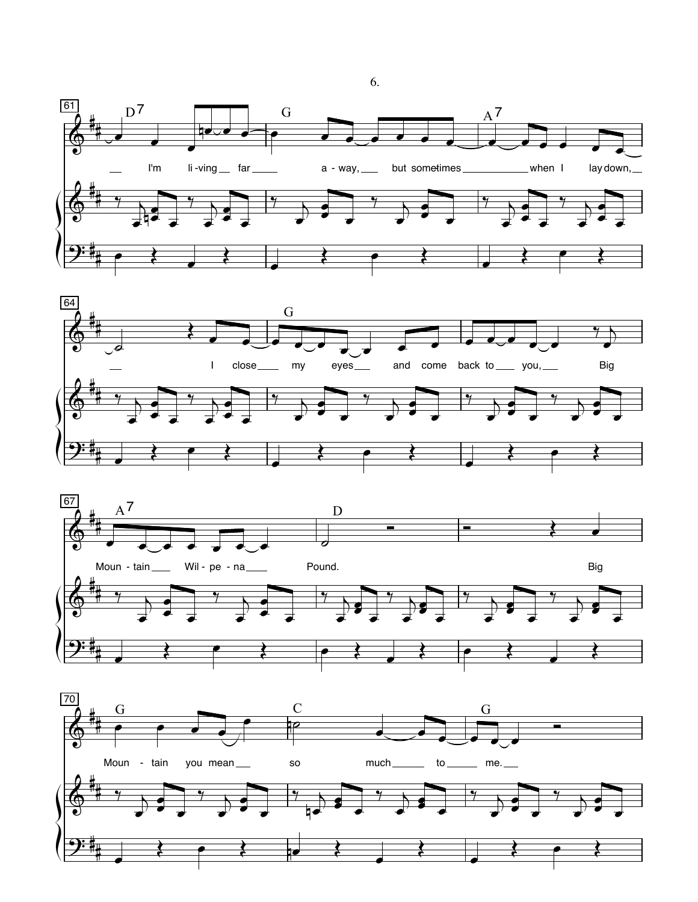61

D7 G A7

I'm li-ving far a-way, but sometimes when I lay down,

64

G

I close my eyes and come back to you, Big

67

A7 D

Moun-tain Wil-pe-na Pound. Big

70

G C G

Moun-tain you mean so much to me.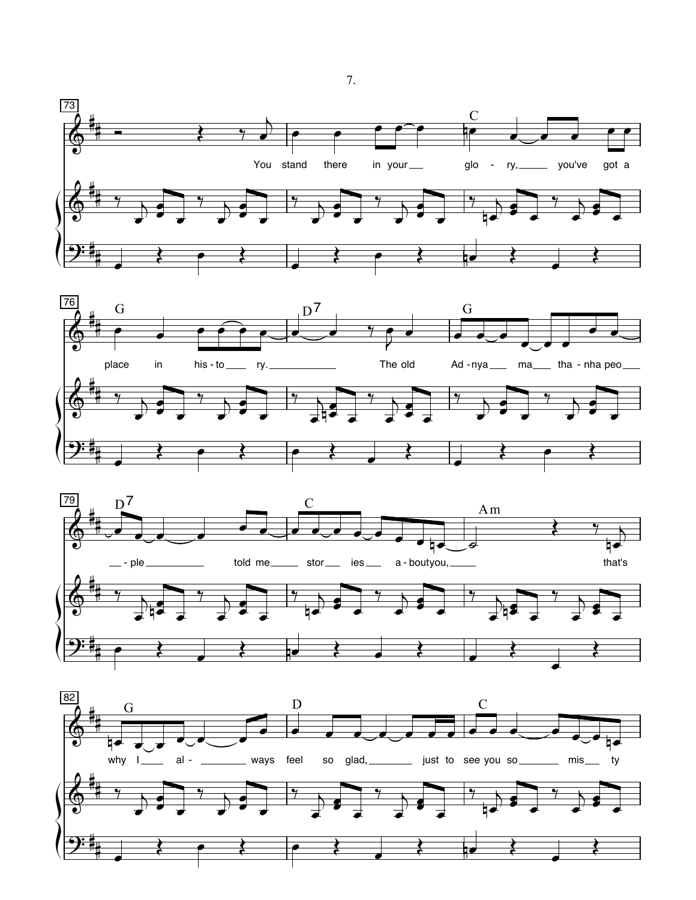73

You stand there in your glo - ry, you've got a

C

76

G D7 G

place in his - to ry. The old Ad - nya ma tha - nha peo

79

D7 C Am

- ple told me stor ies a - bout you, that's

82

G D C

why I al - ways feel so glad, just to see you so mis ty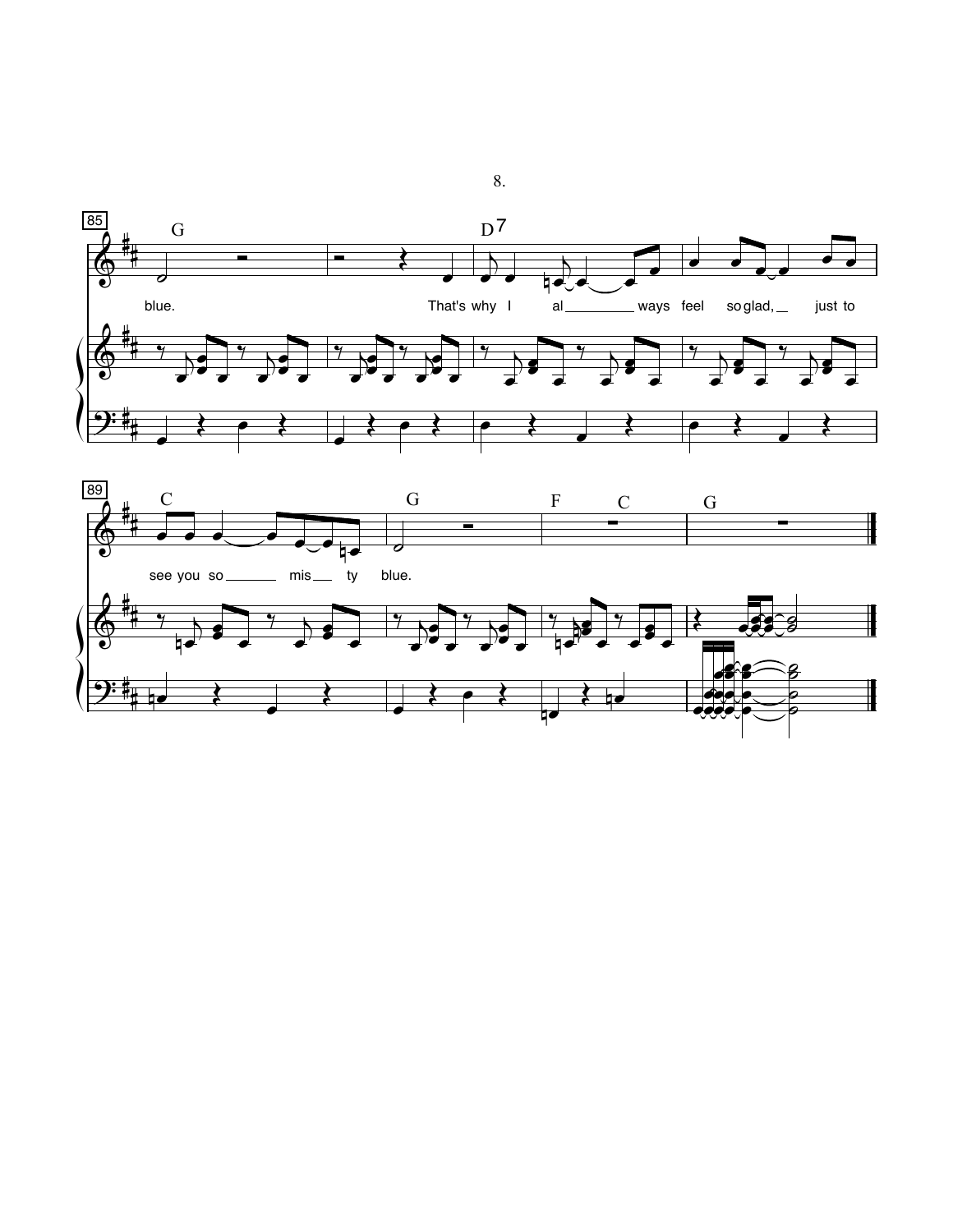85

G D7

blue. That's why I al ways feel so glad, just to

89

C G F C G

see you so mis ty blue.